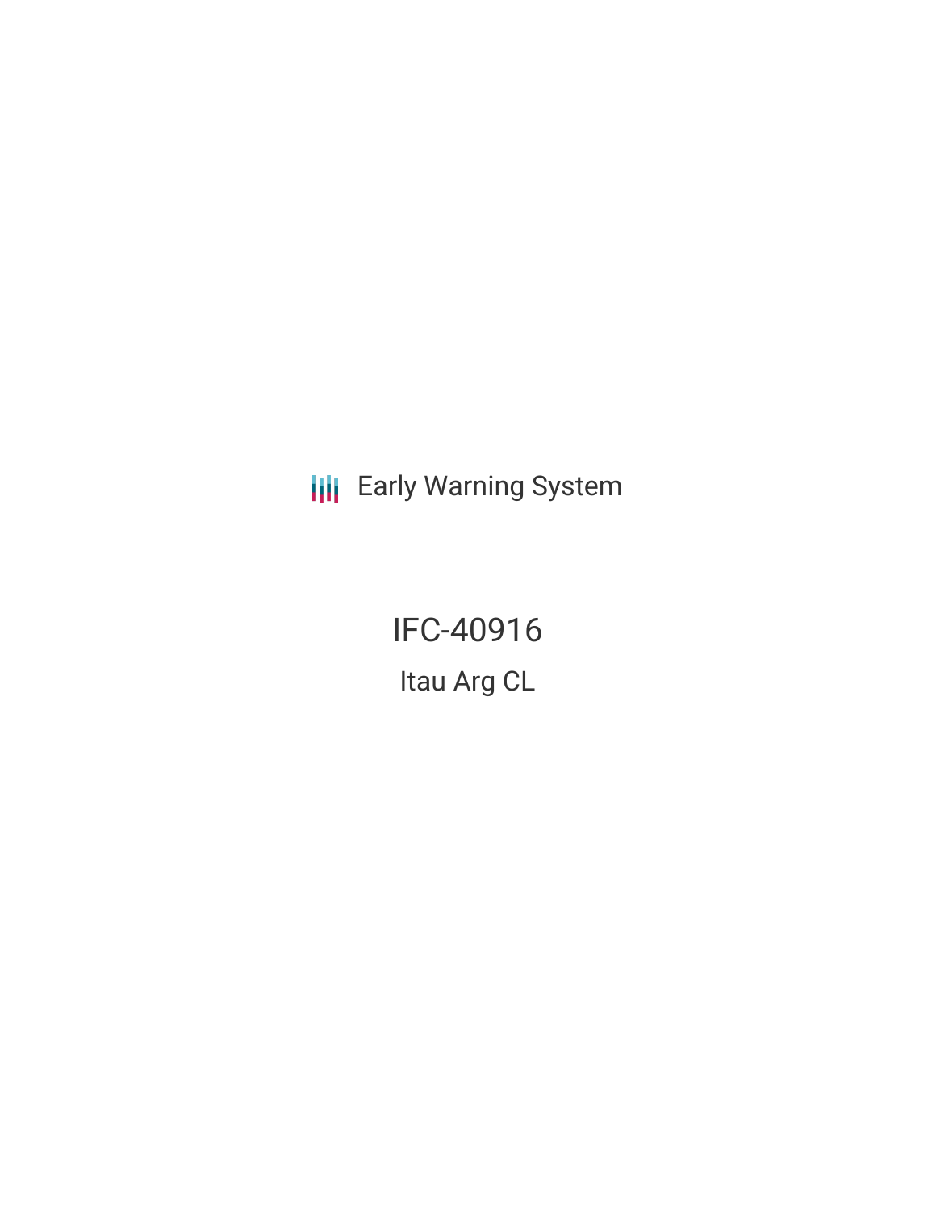Early Warning System

# IFC-40916

## Itau Arg CL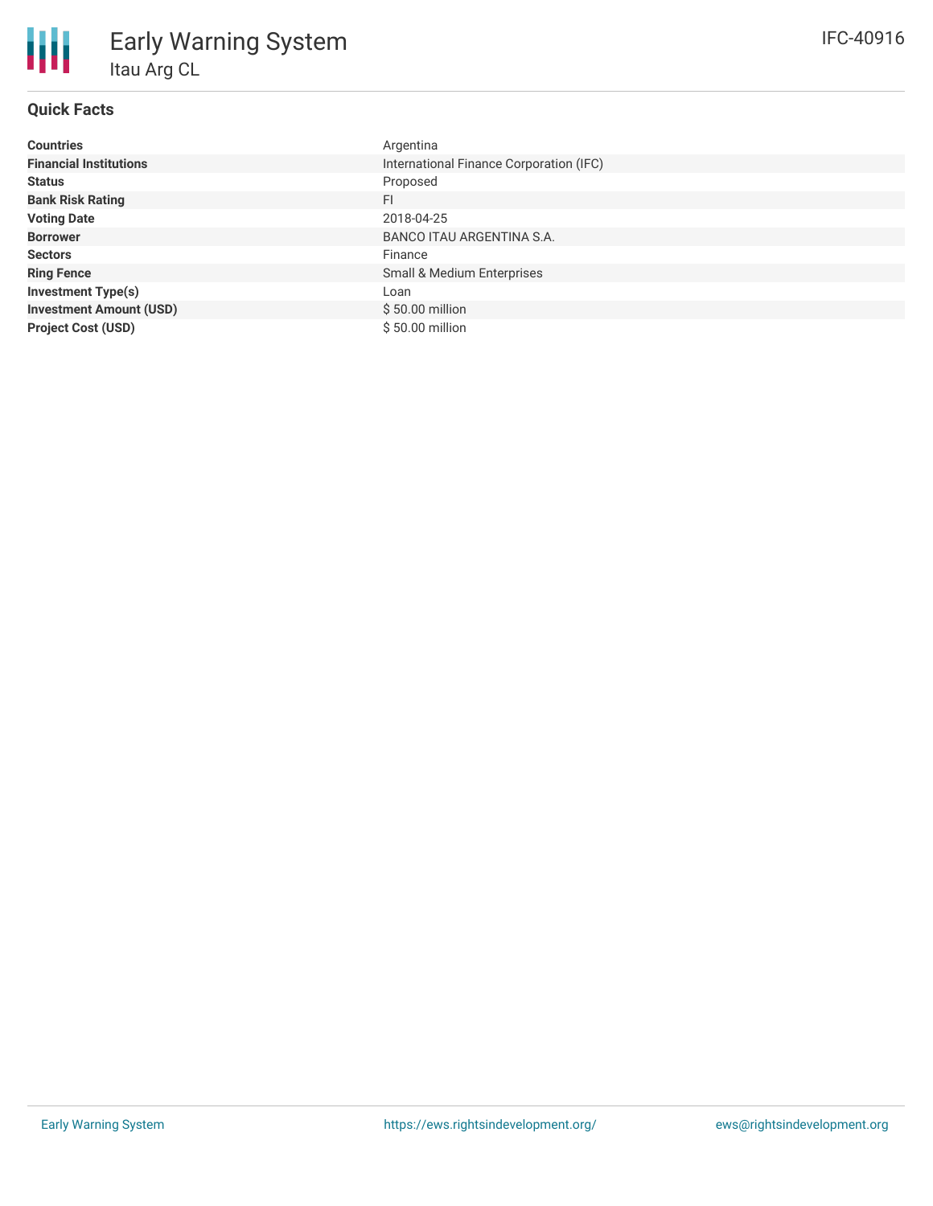# Early Warning System

## Itau Arg CL

IFC-40916

### Quick Facts

| | |
|---|---|
| **Countries** | Argentina |
| **Financial Institutions** | International Finance Corporation (IFC) |
| **Status** | Proposed |
| **Bank Risk Rating** | FI |
| **Voting Date** | 2018-04-25 |
| **Borrower** | BANCO ITAU ARGENTINA S.A. |
| **Sectors** | Finance |
| **Ring Fence** | Small & Medium Enterprises |
| **Investment Type(s)** | Loan |
| **Investment Amount (USD)** | $ 50.00 million |
| **Project Cost (USD)** | $ 50.00 million |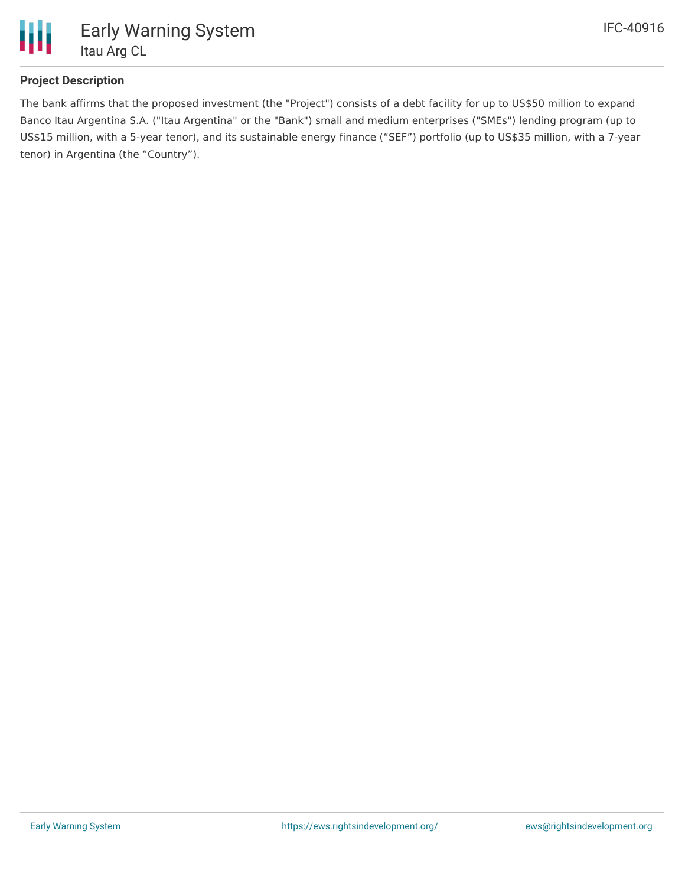## Project Description

The bank affirms that the proposed investment (the "Project") consists of a debt facility for up to US$50 million to expand Banco Itau Argentina S.A. ("Itau Argentina" or the "Bank") small and medium enterprises ("SMEs") lending program (up to US$15 million, with a 5-year tenor), and its sustainable energy finance (“SEF”) portfolio (up to US$35 million, with a 7-year tenor) in Argentina (the “Country”).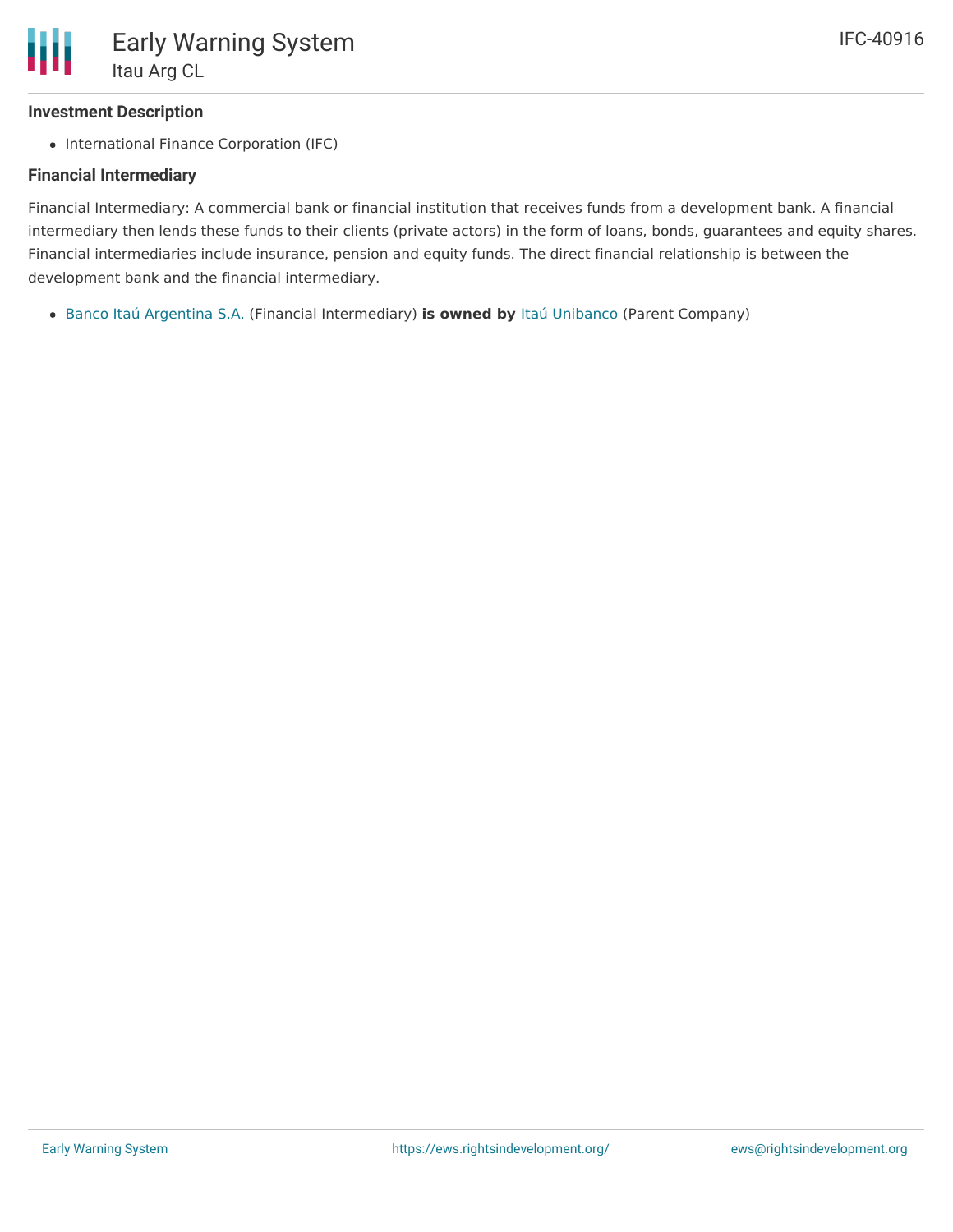### Investment Description

- International Finance Corporation (IFC)

### Financial Intermediary

Financial Intermediary: A commercial bank or financial institution that receives funds from a development bank. A financial intermediary then lends these funds to their clients (private actors) in the form of loans, bonds, guarantees and equity shares. Financial intermediaries include insurance, pension and equity funds. The direct financial relationship is between the development bank and the financial intermediary.

- Banco Itaú Argentina S.A. (Financial Intermediary) **is owned by** Itaú Unibanco (Parent Company)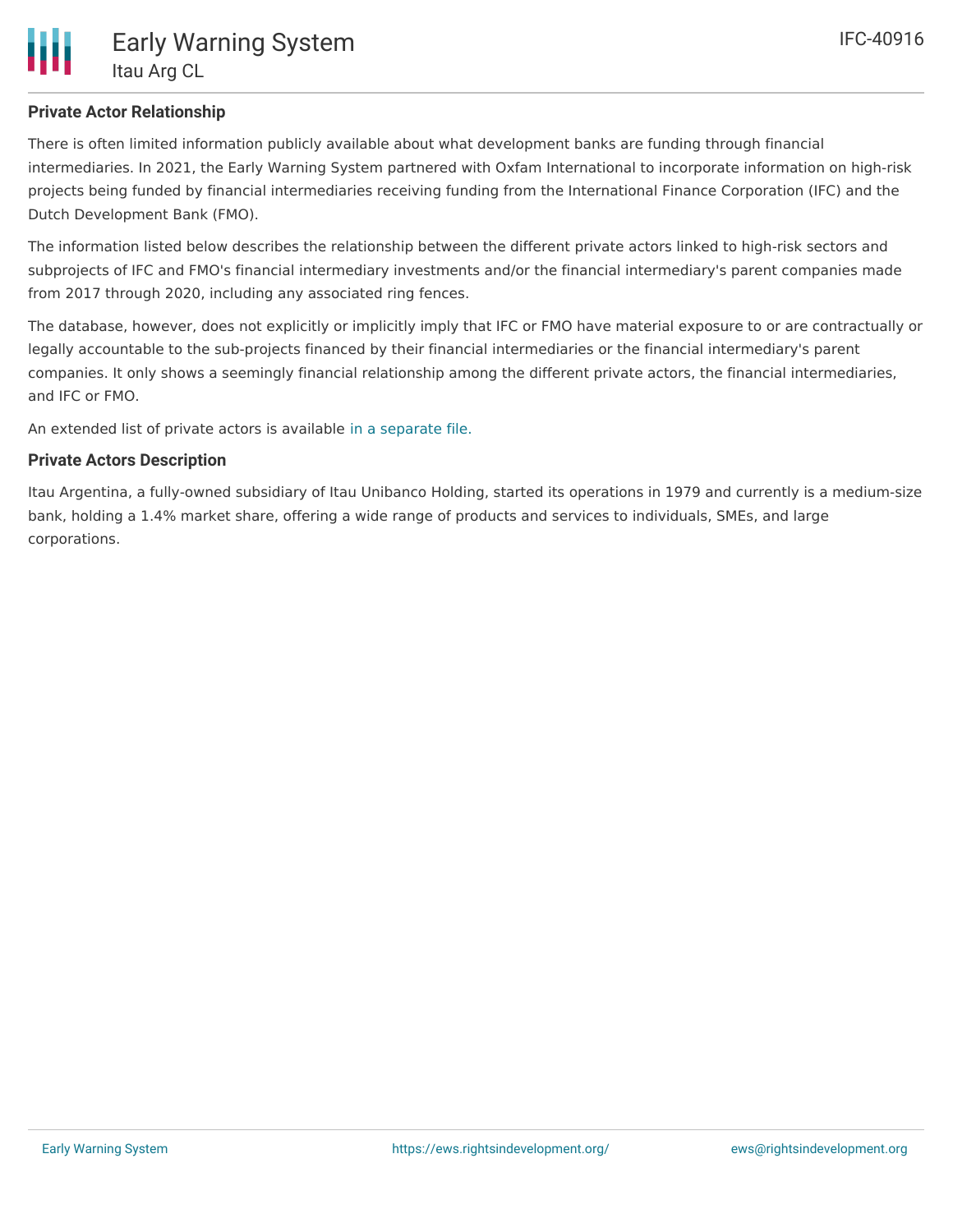## Private Actor Relationship

There is often limited information publicly available about what development banks are funding through financial intermediaries. In 2021, the Early Warning System partnered with Oxfam International to incorporate information on high-risk projects being funded by financial intermediaries receiving funding from the International Finance Corporation (IFC) and the Dutch Development Bank (FMO).

The information listed below describes the relationship between the different private actors linked to high-risk sectors and subprojects of IFC and FMO's financial intermediary investments and/or the financial intermediary's parent companies made from 2017 through 2020, including any associated ring fences.

The database, however, does not explicitly or implicitly imply that IFC or FMO have material exposure to or are contractually or legally accountable to the sub-projects financed by their financial intermediaries or the financial intermediary's parent companies. It only shows a seemingly financial relationship among the different private actors, the financial intermediaries, and IFC or FMO.

An extended list of private actors is available in a separate file.

## Private Actors Description

Itau Argentina, a fully-owned subsidiary of Itau Unibanco Holding, started its operations in 1979 and currently is a medium-size bank, holding a 1.4% market share, offering a wide range of products and services to individuals, SMEs, and large corporations.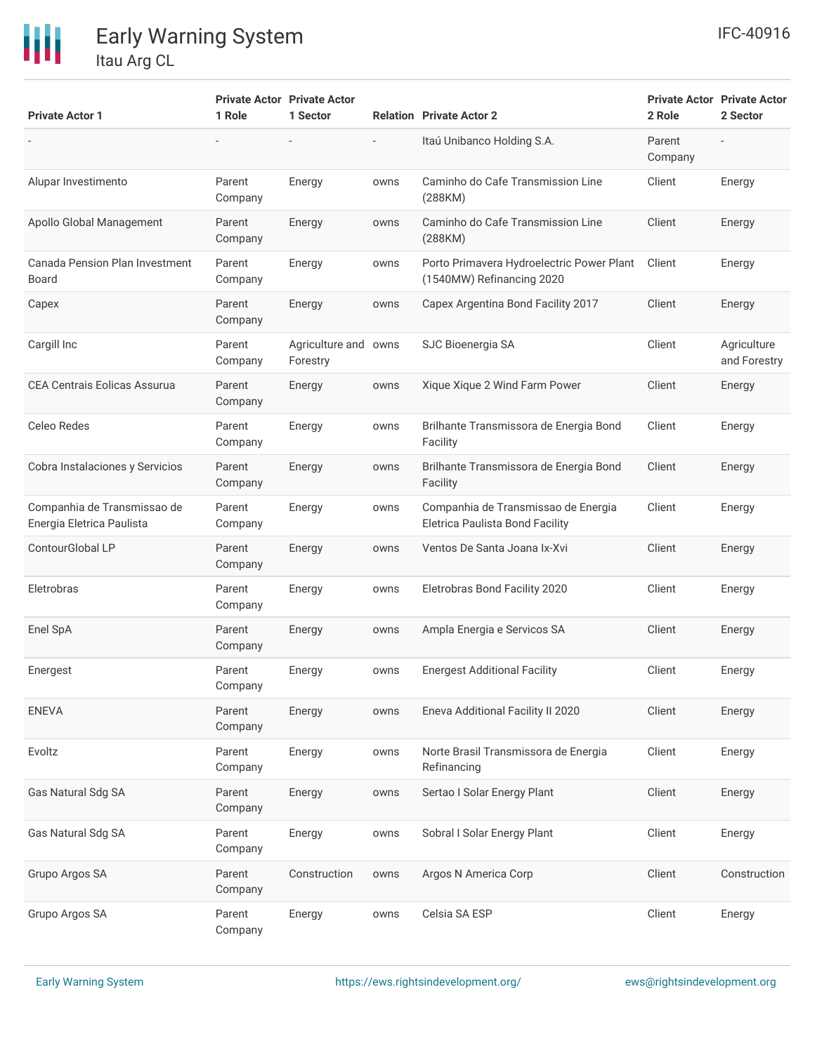| Private Actor 1 | Private Actor 1 Role | Private Actor 1 Sector | Relation | Private Actor 2 | Private Actor 2 Role | Private Actor 2 Sector |
| --- | --- | --- | --- | --- | --- | --- |
| - | - | - | - | Itaú Unibanco Holding S.A. | Parent Company | - |
| Alupar Investimento | Parent Company | Energy | owns | Caminho do Cafe Transmission Line (288KM) | Client | Energy |
| Apollo Global Management | Parent Company | Energy | owns | Caminho do Cafe Transmission Line (288KM) | Client | Energy |
| Canada Pension Plan Investment Board | Parent Company | Energy | owns | Porto Primavera Hydroelectric Power Plant (1540MW) Refinancing 2020 | Client | Energy |
| Capex | Parent Company | Energy | owns | Capex Argentina Bond Facility 2017 | Client | Energy |
| Cargill Inc | Parent Company | Agriculture and Forestry | owns | SJC Bioenergia SA | Client | Agriculture and Forestry |
| CEA Centrais Eolicas Assurua | Parent Company | Energy | owns | Xique Xique 2 Wind Farm Power | Client | Energy |
| Celeo Redes | Parent Company | Energy | owns | Brilhante Transmissora de Energia Bond Facility | Client | Energy |
| Cobra Instalaciones y Servicios | Parent Company | Energy | owns | Brilhante Transmissora de Energia Bond Facility | Client | Energy |
| Companhia de Transmissao de Energia Eletrica Paulista | Parent Company | Energy | owns | Companhia de Transmissao de Energia Eletrica Paulista Bond Facility | Client | Energy |
| ContourGlobal LP | Parent Company | Energy | owns | Ventos De Santa Joana Ix-Xvi | Client | Energy |
| Eletrobras | Parent Company | Energy | owns | Eletrobras Bond Facility 2020 | Client | Energy |
| Enel SpA | Parent Company | Energy | owns | Ampla Energia e Servicos SA | Client | Energy |
| Energest | Parent Company | Energy | owns | Energest Additional Facility | Client | Energy |
| ENEVA | Parent Company | Energy | owns | Eneva Additional Facility II 2020 | Client | Energy |
| Evoltz | Parent Company | Energy | owns | Norte Brasil Transmissora de Energia Refinancing | Client | Energy |
| Gas Natural Sdg SA | Parent Company | Energy | owns | Sertao I Solar Energy Plant | Client | Energy |
| Gas Natural Sdg SA | Parent Company | Energy | owns | Sobral I Solar Energy Plant | Client | Energy |
| Grupo Argos SA | Parent Company | Construction | owns | Argos N America Corp | Client | Construction |
| Grupo Argos SA | Parent Company | Energy | owns | Celsia SA ESP | Client | Energy |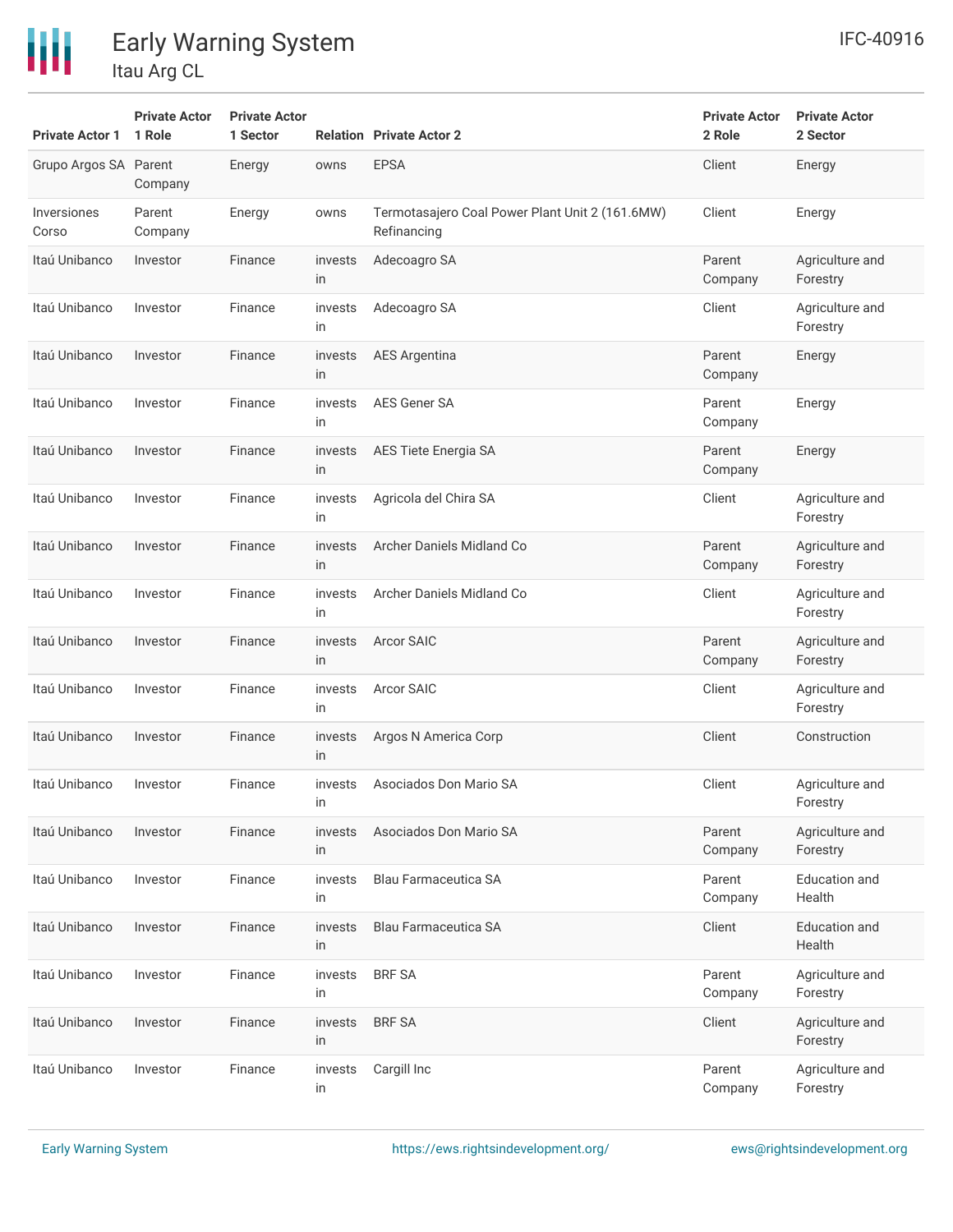| Private Actor 1 | Private Actor 1 Role | Private Actor 1 Sector | Relation | Private Actor 2 | Private Actor 2 Role | Private Actor 2 Sector |
|---|---|---|---|---|---|---|
| Grupo Argos SA | Parent Company | Energy | owns | EPSA | Client | Energy |
| Inversiones Corso | Parent Company | Energy | owns | Termotasajero Coal Power Plant Unit 2 (161.6MW) Refinancing | Client | Energy |
| Itaú Unibanco | Investor | Finance | invests in | Adecoagro SA | Parent Company | Agriculture and Forestry |
| Itaú Unibanco | Investor | Finance | invests in | Adecoagro SA | Client | Agriculture and Forestry |
| Itaú Unibanco | Investor | Finance | invests in | AES Argentina | Parent Company | Energy |
| Itaú Unibanco | Investor | Finance | invests in | AES Gener SA | Parent Company | Energy |
| Itaú Unibanco | Investor | Finance | invests in | AES Tiete Energia SA | Parent Company | Energy |
| Itaú Unibanco | Investor | Finance | invests in | Agricola del Chira SA | Client | Agriculture and Forestry |
| Itaú Unibanco | Investor | Finance | invests in | Archer Daniels Midland Co | Parent Company | Agriculture and Forestry |
| Itaú Unibanco | Investor | Finance | invests in | Archer Daniels Midland Co | Client | Agriculture and Forestry |
| Itaú Unibanco | Investor | Finance | invests in | Arcor SAIC | Parent Company | Agriculture and Forestry |
| Itaú Unibanco | Investor | Finance | invests in | Arcor SAIC | Client | Agriculture and Forestry |
| Itaú Unibanco | Investor | Finance | invests in | Argos N America Corp | Client | Construction |
| Itaú Unibanco | Investor | Finance | invests in | Asociados Don Mario SA | Client | Agriculture and Forestry |
| Itaú Unibanco | Investor | Finance | invests in | Asociados Don Mario SA | Parent Company | Agriculture and Forestry |
| Itaú Unibanco | Investor | Finance | invests in | Blau Farmaceutica SA | Parent Company | Education and Health |
| Itaú Unibanco | Investor | Finance | invests in | Blau Farmaceutica SA | Client | Education and Health |
| Itaú Unibanco | Investor | Finance | invests in | BRF SA | Parent Company | Agriculture and Forestry |
| Itaú Unibanco | Investor | Finance | invests in | BRF SA | Client | Agriculture and Forestry |
| Itaú Unibanco | Investor | Finance | invests in | Cargill Inc | Parent Company | Agriculture and Forestry |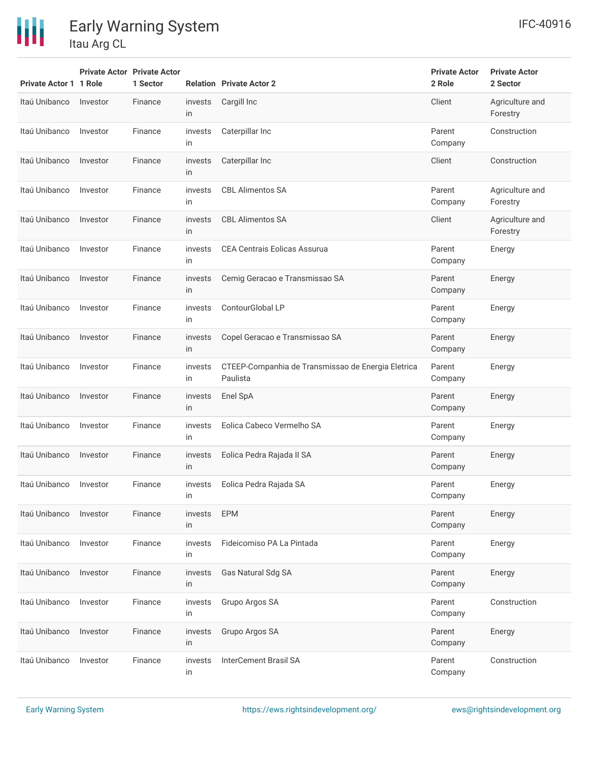| Private Actor 1 | Private Actor 1 Role | Private Actor 1 Sector | Relation | Private Actor 2 | Private Actor 2 Role | Private Actor 2 Sector |
|---|---|---|---|---|---|---|
| Itaú Unibanco | Investor | Finance | invests in | Cargill Inc | Client | Agriculture and Forestry |
| Itaú Unibanco | Investor | Finance | invests in | Caterpillar Inc | Parent Company | Construction |
| Itaú Unibanco | Investor | Finance | invests in | Caterpillar Inc | Client | Construction |
| Itaú Unibanco | Investor | Finance | invests in | CBL Alimentos SA | Parent Company | Agriculture and Forestry |
| Itaú Unibanco | Investor | Finance | invests in | CBL Alimentos SA | Client | Agriculture and Forestry |
| Itaú Unibanco | Investor | Finance | invests in | CEA Centrais Eolicas Assurua | Parent Company | Energy |
| Itaú Unibanco | Investor | Finance | invests in | Cemig Geracao e Transmissao SA | Parent Company | Energy |
| Itaú Unibanco | Investor | Finance | invests in | ContourGlobal LP | Parent Company | Energy |
| Itaú Unibanco | Investor | Finance | invests in | Copel Geracao e Transmissao SA | Parent Company | Energy |
| Itaú Unibanco | Investor | Finance | invests in | CTEEP-Companhia de Transmissao de Energia Eletrica Paulista | Parent Company | Energy |
| Itaú Unibanco | Investor | Finance | invests in | Enel SpA | Parent Company | Energy |
| Itaú Unibanco | Investor | Finance | invests in | Eolica Cabeco Vermelho SA | Parent Company | Energy |
| Itaú Unibanco | Investor | Finance | invests in | Eolica Pedra Rajada II SA | Parent Company | Energy |
| Itaú Unibanco | Investor | Finance | invests in | Eolica Pedra Rajada SA | Parent Company | Energy |
| Itaú Unibanco | Investor | Finance | invests in | EPM | Parent Company | Energy |
| Itaú Unibanco | Investor | Finance | invests in | Fideicomiso PA La Pintada | Parent Company | Energy |
| Itaú Unibanco | Investor | Finance | invests in | Gas Natural Sdg SA | Parent Company | Energy |
| Itaú Unibanco | Investor | Finance | invests in | Grupo Argos SA | Parent Company | Construction |
| Itaú Unibanco | Investor | Finance | invests in | Grupo Argos SA | Parent Company | Energy |
| Itaú Unibanco | Investor | Finance | invests in | InterCement Brasil SA | Parent Company | Construction |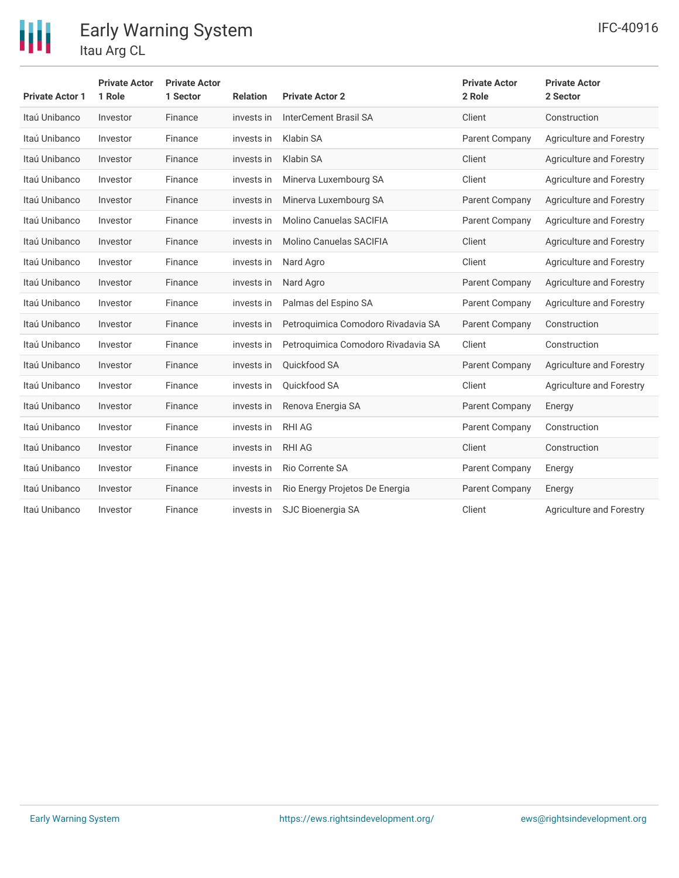| Private Actor 1 | Private Actor 1 Role | Private Actor 1 Sector | Relation | Private Actor 2 | Private Actor 2 Role | Private Actor 2 Sector |
|---|---|---|---|---|---|---|
| Itaú Unibanco | Investor | Finance | invests in | InterCement Brasil SA | Client | Construction |
| Itaú Unibanco | Investor | Finance | invests in | Klabin SA | Parent Company | Agriculture and Forestry |
| Itaú Unibanco | Investor | Finance | invests in | Klabin SA | Client | Agriculture and Forestry |
| Itaú Unibanco | Investor | Finance | invests in | Minerva Luxembourg SA | Client | Agriculture and Forestry |
| Itaú Unibanco | Investor | Finance | invests in | Minerva Luxembourg SA | Parent Company | Agriculture and Forestry |
| Itaú Unibanco | Investor | Finance | invests in | Molino Canuelas SACIFIA | Parent Company | Agriculture and Forestry |
| Itaú Unibanco | Investor | Finance | invests in | Molino Canuelas SACIFIA | Client | Agriculture and Forestry |
| Itaú Unibanco | Investor | Finance | invests in | Nard Agro | Client | Agriculture and Forestry |
| Itaú Unibanco | Investor | Finance | invests in | Nard Agro | Parent Company | Agriculture and Forestry |
| Itaú Unibanco | Investor | Finance | invests in | Palmas del Espino SA | Parent Company | Agriculture and Forestry |
| Itaú Unibanco | Investor | Finance | invests in | Petroquimica Comodoro Rivadavia SA | Parent Company | Construction |
| Itaú Unibanco | Investor | Finance | invests in | Petroquimica Comodoro Rivadavia SA | Client | Construction |
| Itaú Unibanco | Investor | Finance | invests in | Quickfood SA | Parent Company | Agriculture and Forestry |
| Itaú Unibanco | Investor | Finance | invests in | Quickfood SA | Client | Agriculture and Forestry |
| Itaú Unibanco | Investor | Finance | invests in | Renova Energia SA | Parent Company | Energy |
| Itaú Unibanco | Investor | Finance | invests in | RHI AG | Parent Company | Construction |
| Itaú Unibanco | Investor | Finance | invests in | RHI AG | Client | Construction |
| Itaú Unibanco | Investor | Finance | invests in | Rio Corrente SA | Parent Company | Energy |
| Itaú Unibanco | Investor | Finance | invests in | Rio Energy Projetos De Energia | Parent Company | Energy |
| Itaú Unibanco | Investor | Finance | invests in | SJC Bioenergia SA | Client | Agriculture and Forestry |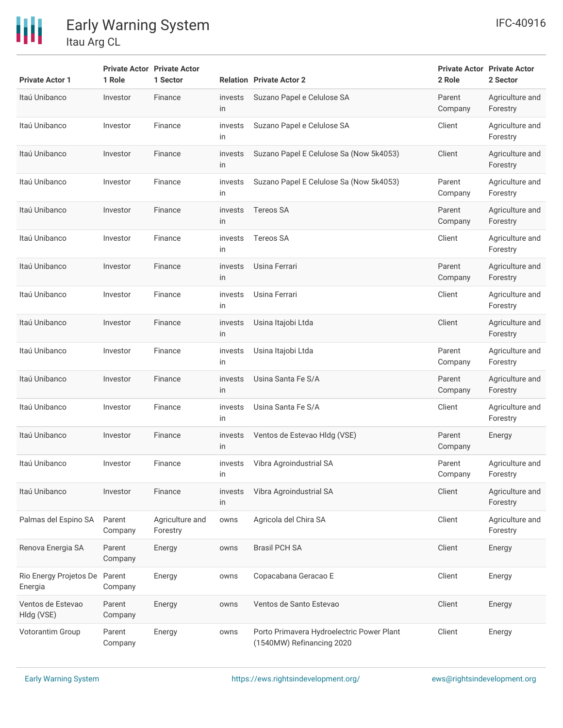| Private Actor 1 | Private Actor 1 Role | Private Actor 1 Sector | Relation | Private Actor 2 | Private Actor 2 Role | Private Actor 2 Sector |
|---|---|---|---|---|---|---|
| Itaú Unibanco | Investor | Finance | invests in | Suzano Papel e Celulose SA | Parent Company | Agriculture and Forestry |
| Itaú Unibanco | Investor | Finance | invests in | Suzano Papel e Celulose SA | Client | Agriculture and Forestry |
| Itaú Unibanco | Investor | Finance | invests in | Suzano Papel E Celulose Sa (Now 5k4053) | Client | Agriculture and Forestry |
| Itaú Unibanco | Investor | Finance | invests in | Suzano Papel E Celulose Sa (Now 5k4053) | Parent Company | Agriculture and Forestry |
| Itaú Unibanco | Investor | Finance | invests in | Tereos SA | Parent Company | Agriculture and Forestry |
| Itaú Unibanco | Investor | Finance | invests in | Tereos SA | Client | Agriculture and Forestry |
| Itaú Unibanco | Investor | Finance | invests in | Usina Ferrari | Parent Company | Agriculture and Forestry |
| Itaú Unibanco | Investor | Finance | invests in | Usina Ferrari | Client | Agriculture and Forestry |
| Itaú Unibanco | Investor | Finance | invests in | Usina Itajobi Ltda | Client | Agriculture and Forestry |
| Itaú Unibanco | Investor | Finance | invests in | Usina Itajobi Ltda | Parent Company | Agriculture and Forestry |
| Itaú Unibanco | Investor | Finance | invests in | Usina Santa Fe S/A | Parent Company | Agriculture and Forestry |
| Itaú Unibanco | Investor | Finance | invests in | Usina Santa Fe S/A | Client | Agriculture and Forestry |
| Itaú Unibanco | Investor | Finance | invests in | Ventos de Estevao Hldg (VSE) | Parent Company | Energy |
| Itaú Unibanco | Investor | Finance | invests in | Vibra Agroindustrial SA | Parent Company | Agriculture and Forestry |
| Itaú Unibanco | Investor | Finance | invests in | Vibra Agroindustrial SA | Client | Agriculture and Forestry |
| Palmas del Espino SA | Parent Company | Agriculture and Forestry | owns | Agricola del Chira SA | Client | Agriculture and Forestry |
| Renova Energia SA | Parent Company | Energy | owns | Brasil PCH SA | Client | Energy |
| Rio Energy Projetos De Energia | Parent Company | Energy | owns | Copacabana Geracao E | Client | Energy |
| Ventos de Estevao Hldg (VSE) | Parent Company | Energy | owns | Ventos de Santo Estevao | Client | Energy |
| Votorantim Group | Parent Company | Energy | owns | Porto Primavera Hydroelectric Power Plant (1540MW) Refinancing 2020 | Client | Energy |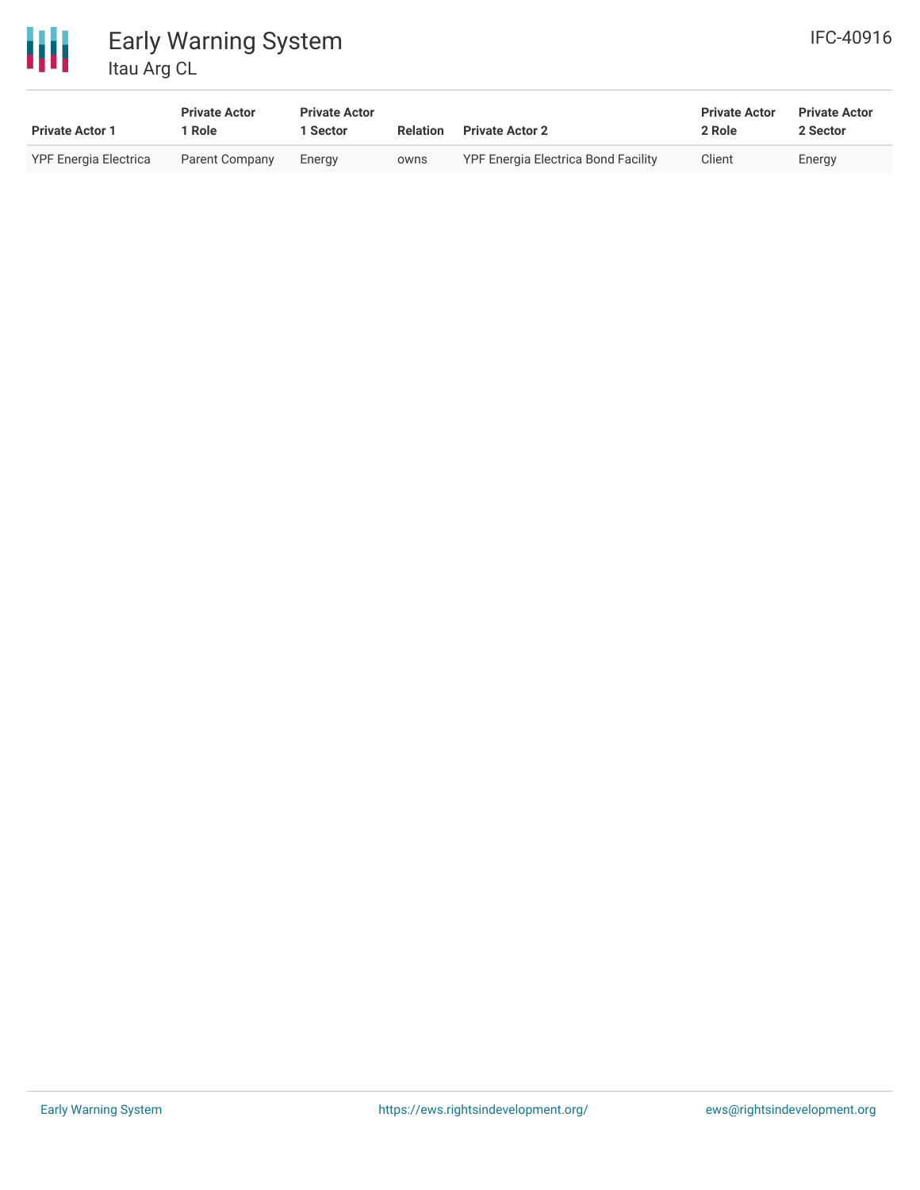| Private Actor 1 | Private Actor 1 Role | Private Actor 1 Sector | Relation | Private Actor 2 | Private Actor 2 Role | Private Actor 2 Sector |
|---|---|---|---|---|---|---|
| YPF Energia Electrica | Parent Company | Energy | owns | YPF Energia Electrica Bond Facility | Client | Energy |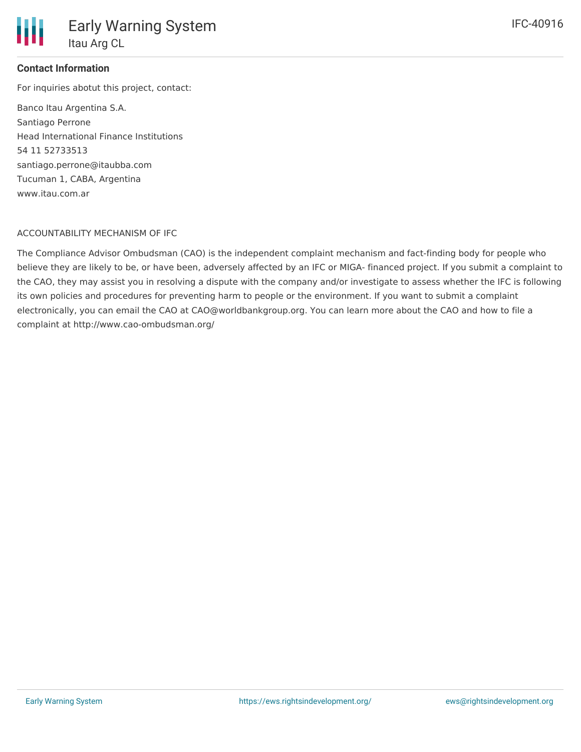## Contact Information

For inquiries abotut this project, contact:

Banco Itau Argentina S.A.
Santiago Perrone
Head International Finance Institutions
54 11 52733513
santiago.perrone@itaubba.com
Tucuman 1, CABA, Argentina
www.itau.com.ar

ACCOUNTABILITY MECHANISM OF IFC

The Compliance Advisor Ombudsman (CAO) is the independent complaint mechanism and fact-finding body for people who believe they are likely to be, or have been, adversely affected by an IFC or MIGA- financed project. If you submit a complaint to the CAO, they may assist you in resolving a dispute with the company and/or investigate to assess whether the IFC is following its own policies and procedures for preventing harm to people or the environment. If you want to submit a complaint electronically, you can email the CAO at CAO@worldbankgroup.org. You can learn more about the CAO and how to file a complaint at http://www.cao-ombudsman.org/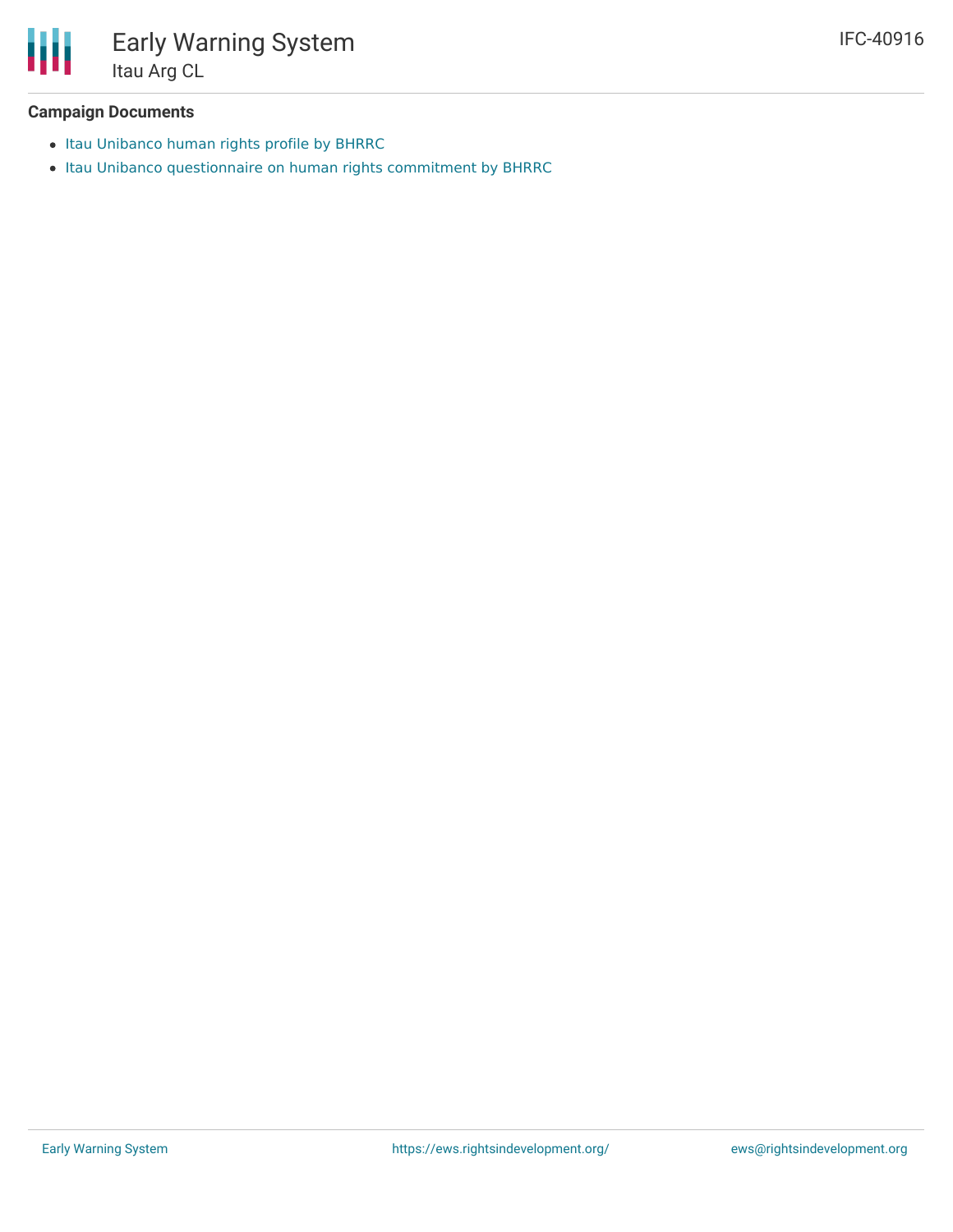**Campaign Documents**

- Itau Unibanco human rights profile by BHRRC
- Itau Unibanco questionnaire on human rights commitment by BHRRC